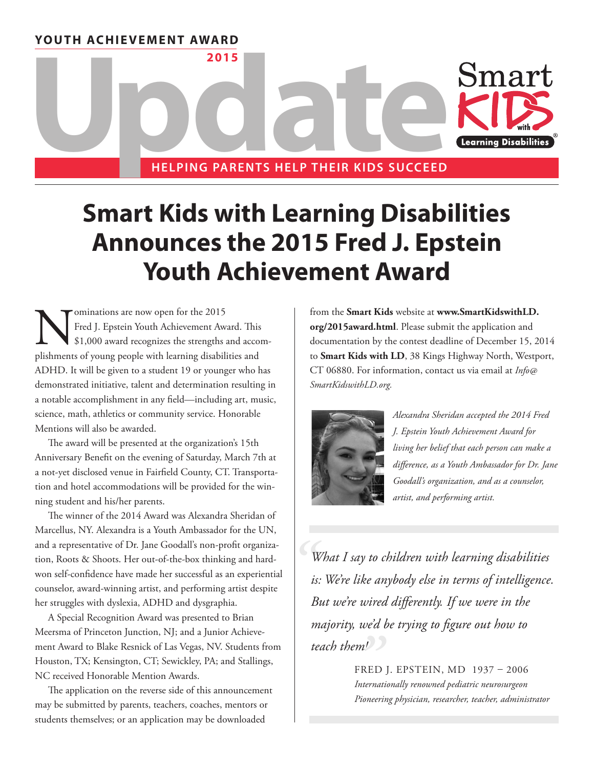YOUTH ACHIEVEMENT AWARD

2015

# Update

HELPING PARENTS HELP THEIR KIDS SUCCEED

# Smart Kids with Learning Disabilities Announces the 2015 Fred J. Epstein Youth Achievement Award

Nominations are now open for the 2015 Fred J. Epstein Youth Achievement Award. This $1,000 award recognizes the strengths and accomplishments of young people with learning disabilities and ADHD. It will be given to a student 19 or younger who has demonstrated initiative, talent and determination resulting in a notable accomplishment in any field—including art, music, science, math, athletics or community service. Honorable Mentions will also be awarded.

The award will be presented at the organization's 15th Anniversary Benefit on the evening of Saturday, March 7th at a not-yet disclosed venue in Fairfield County, CT. Transportation and hotel accommodations will be provided for the winning student and his/her parents.

The winner of the 2014 Award was Alexandra Sheridan of Marcellus, NY. Alexandra is a Youth Ambassador for the UN, and a representative of Dr. Jane Goodall's non-profit organization, Roots & Shoots. Her out-of-the-box thinking and hard-won self-confidence have made her successful as an experiential counselor, award-winning artist, and performing artist despite her struggles with dyslexia, ADHD and dysgraphia.

A Special Recognition Award was presented to Brian Meersma of Princeton Junction, NJ; and a Junior Achievement Award to Blake Resnick of Las Vegas, NV. Students from Houston, TX; Kensington, CT; Sewickley, PA; and Stallings, NC received Honorable Mention Awards.

The application on the reverse side of this announcement may be submitted by parents, teachers, coaches, mentors or students themselves; or an application may be downloaded from the **Smart Kids** website at **www.SmartKidswithLD.org/2015award.html**. Please submit the application and documentation by the contest deadline of December 15, 2014 to **Smart Kids with LD**, 38 Kings Highway North, Westport, CT 06880. For information, contact us via email at *Info@SmartKidswithLD.org.*

*Alexandra Sheridan accepted the 2014 Fred J. Epstein Youth Achievement Award for living her belief that each person can make a difference, as a Youth Ambassador for Dr. Jane Goodall's organization, and as a counselor, artist, and performing artist.*

> *"What I say to children with learning disabilities is: We're like anybody else in terms of intelligence. But we're wired differently. If we were in the majority, we'd be trying to figure out how to teach them!"*
>
> FRED J. EPSTEIN, MD 1937 – 2006
> *Internationally renowned pediatric neurosurgeon*
> *Pioneering physician, researcher, teacher, administrator*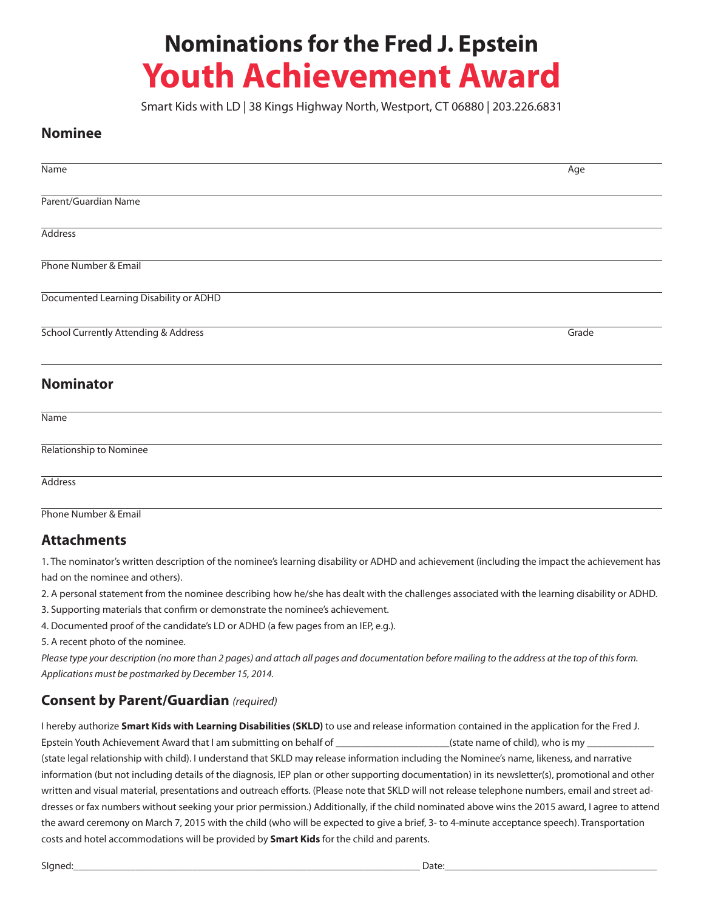# Nominations for the Fred J. Epstein
# Youth Achievement Award

Smart Kids with LD | 38 Kings Highway North, Westport, CT 06880 | 203.226.6831

## Nominee

Name ______________________________ Age ________

Parent/Guardian Name ______________________________

Address ______________________________

Phone Number & Email ______________________________

Documented Learning Disability or ADHD ______________________________

School Currently Attending & Address ______________________________ Grade ________

## Nominator

Name ______________________________

Relationship to Nominee ______________________________

Address ______________________________

Phone Number & Email ______________________________

## Attachments

1. The nominator's written description of the nominee's learning disability or ADHD and achievement (including the impact the achievement has had on the nominee and others).
2. A personal statement from the nominee describing how he/she has dealt with the challenges associated with the learning disability or ADHD.
3. Supporting materials that confirm or demonstrate the nominee's achievement.
4. Documented proof of the candidate's LD or ADHD (a few pages from an IEP, e.g.).
5. A recent photo of the nominee.

*Please type your description (no more than 2 pages) and attach all pages and documentation before mailing to the address at the top of this form. Applications must be postmarked by December 15, 2014.*

## Consent by Parent/Guardian *(required)*

I hereby authorize **Smart Kids with Learning Disabilities (SKLD)** to use and release information contained in the application for the Fred J. Epstein Youth Achievement Award that I am submitting on behalf of ______________________(state name of child), who is my _____________ (state legal relationship with child). I understand that SKLD may release information including the Nominee's name, likeness, and narrative information (but not including details of the diagnosis, IEP plan or other supporting documentation) in its newsletter(s), promotional and other written and visual material, presentations and outreach efforts. (Please note that SKLD will not release telephone numbers, email and street addresses or fax numbers without seeking your prior permission.) Additionally, if the child nominated above wins the 2015 award, I agree to attend the award ceremony on March 7, 2015 with the child (who will be expected to give a brief, 3- to 4-minute acceptance speech). Transportation costs and hotel accommodations will be provided by **Smart Kids** for the child and parents.

SIgned:______________________________________________________________________ Date:___________________________________________